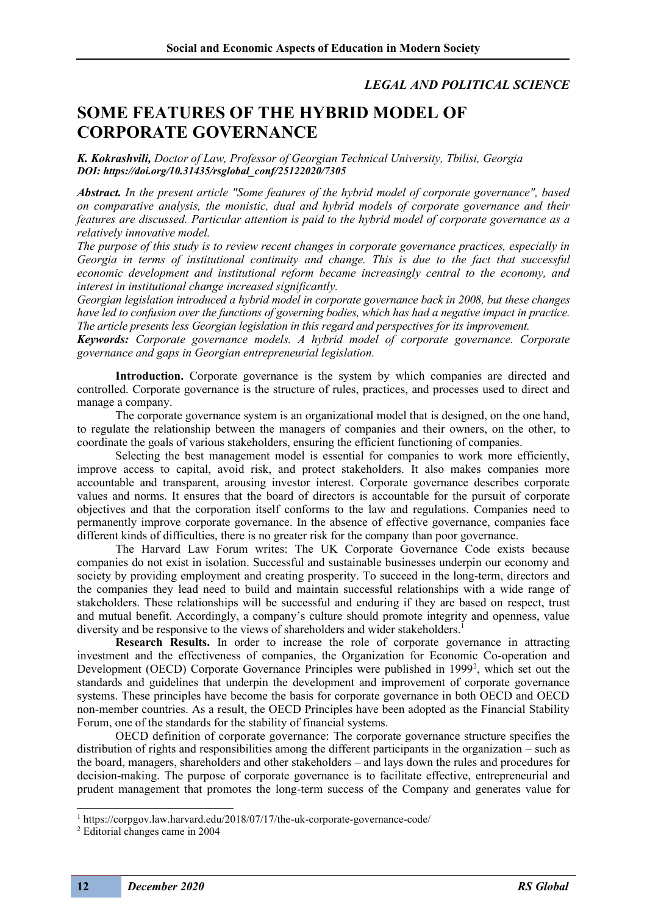*LEGAL AND POLITICAL SCIENCE*

# SOME FEATURES OF THE HYBRID MODEL OF CORPORATE GOVERNANCE

***K. Kokrashvili,*** *Doctor of Law, Professor of Georgian Technical University, Tbilisi, Georgia*
***DOI: https://doi.org/10.31435/rsglobal_conf/25122020/7305***

***Abstract.*** *In the present article "Some features of the hybrid model of corporate governance", based on comparative analysis, the monistic, dual and hybrid models of corporate governance and their features are discussed. Particular attention is paid to the hybrid model of corporate governance as a relatively innovative model.*

*The purpose of this study is to review recent changes in corporate governance practices, especially in Georgia in terms of institutional continuity and change. This is due to the fact that successful economic development and institutional reform became increasingly central to the economy, and interest in institutional change increased significantly.*

*Georgian legislation introduced a hybrid model in corporate governance back in 2008, but these changes have led to confusion over the functions of governing bodies, which has had a negative impact in practice. The article presents less Georgian legislation in this regard and perspectives for its improvement.*

***Keywords:*** *Corporate governance models. A hybrid model of corporate governance. Corporate governance and gaps in Georgian entrepreneurial legislation.*

**Introduction.** Corporate governance is the system by which companies are directed and controlled. Corporate governance is the structure of rules, practices, and processes used to direct and manage a company.

The corporate governance system is an organizational model that is designed, on the one hand, to regulate the relationship between the managers of companies and their owners, on the other, to coordinate the goals of various stakeholders, ensuring the efficient functioning of companies.

Selecting the best management model is essential for companies to work more efficiently, improve access to capital, avoid risk, and protect stakeholders. It also makes companies more accountable and transparent, arousing investor interest. Corporate governance describes corporate values and norms. It ensures that the board of directors is accountable for the pursuit of corporate objectives and that the corporation itself conforms to the law and regulations. Companies need to permanently improve corporate governance. In the absence of effective governance, companies face different kinds of difficulties, there is no greater risk for the company than poor governance.

The Harvard Law Forum writes: The UK Corporate Governance Code exists because companies do not exist in isolation. Successful and sustainable businesses underpin our economy and society by providing employment and creating prosperity. To succeed in the long-term, directors and the companies they lead need to build and maintain successful relationships with a wide range of stakeholders. These relationships will be successful and enduring if they are based on respect, trust and mutual benefit. Accordingly, a company's culture should promote integrity and openness, value diversity and be responsive to the views of shareholders and wider stakeholders.[1]

**Research Results.** In order to increase the role of corporate governance in attracting investment and the effectiveness of companies, the Organization for Economic Co-operation and Development (OECD) Corporate Governance Principles were published in 1999[2], which set out the standards and guidelines that underpin the development and improvement of corporate governance systems. These principles have become the basis for corporate governance in both OECD and OECD non-member countries. As a result, the OECD Principles have been adopted as the Financial Stability Forum, one of the standards for the stability of financial systems.

OECD definition of corporate governance: The corporate governance structure specifies the distribution of rights and responsibilities among the different participants in the organization – such as the board, managers, shareholders and other stakeholders – and lays down the rules and procedures for decision-making. The purpose of corporate governance is to facilitate effective, entrepreneurial and prudent management that promotes the long-term success of the Company and generates value for

---

[1] https://corpgov.law.harvard.edu/2018/07/17/the-uk-corporate-governance-code/

[2] Editorial changes came in 2004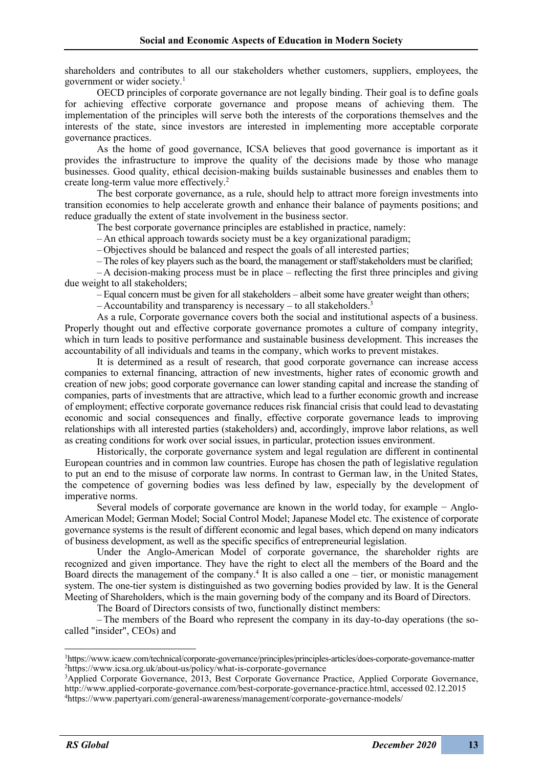shareholders and contributes to all our stakeholders whether customers, suppliers, employees, the government or wider society.[1]

OECD principles of corporate governance are not legally binding. Their goal is to define goals for achieving effective corporate governance and propose means of achieving them. The implementation of the principles will serve both the interests of the corporations themselves and the interests of the state, since investors are interested in implementing more acceptable corporate governance practices.

As the home of good governance, ICSA believes that good governance is important as it provides the infrastructure to improve the quality of the decisions made by those who manage businesses. Good quality, ethical decision-making builds sustainable businesses and enables them to create long-term value more effectively.[2]

The best corporate governance, as a rule, should help to attract more foreign investments into transition economies to help accelerate growth and enhance their balance of payments positions; and reduce gradually the extent of state involvement in the business sector.

The best corporate governance principles are established in practice, namely:

– An ethical approach towards society must be a key organizational paradigm;

– Objectives should be balanced and respect the goals of all interested parties;

– The roles of key players such as the board, the management or staff/stakeholders must be clarified;

– A decision-making process must be in place – reflecting the first three principles and giving due weight to all stakeholders;

– Equal concern must be given for all stakeholders – albeit some have greater weight than others;

– Accountability and transparency is necessary – to all stakeholders.[3]

As a rule, Corporate governance covers both the social and institutional aspects of a business. Properly thought out and effective corporate governance promotes a culture of company integrity, which in turn leads to positive performance and sustainable business development. This increases the accountability of all individuals and teams in the company, which works to prevent mistakes.

It is determined as a result of research, that good corporate governance can increase access companies to external financing, attraction of new investments, higher rates of economic growth and creation of new jobs; good corporate governance can lower standing capital and increase the standing of companies, parts of investments that are attractive, which lead to a further economic growth and increase of employment; effective corporate governance reduces risk financial crisis that could lead to devastating economic and social consequences and finally, effective corporate governance leads to improving relationships with all interested parties (stakeholders) and, accordingly, improve labor relations, as well as creating conditions for work over social issues, in particular, protection issues environment.

Historically, the corporate governance system and legal regulation are different in continental European countries and in common law countries. Europe has chosen the path of legislative regulation to put an end to the misuse of corporate law norms. In contrast to German law, in the United States, the competence of governing bodies was less defined by law, especially by the development of imperative norms.

Several models of corporate governance are known in the world today, for example − Anglo-American Model; German Model; Social Control Model; Japanese Model etc. The existence of corporate governance systems is the result of different economic and legal bases, which depend on many indicators of business development, as well as the specific specifics of entrepreneurial legislation.

Under the Anglo-American Model of corporate governance, the shareholder rights are recognized and given importance. They have the right to elect all the members of the Board and the Board directs the management of the company.[4] It is also called a one – tier, or monistic management system. The one-tier system is distinguished as two governing bodies provided by law. It is the General Meeting of Shareholders, which is the main governing body of the company and its Board of Directors.

The Board of Directors consists of two, functionally distinct members:

– The members of the Board who represent the company in its day-to-day operations (the so-called "insider", CEOs) and

---

[1] https://www.icaew.com/technical/corporate-governance/principles/principles-articles/does-corporate-governance-matter

[2] https://www.icsa.org.uk/about-us/policy/what-is-corporate-governance

[3] Applied Corporate Governance, 2013, Best Corporate Governance Practice, Applied Corporate Governance, http://www.applied-corporate-governance.com/best-corporate-governance-practice.html, accessed 02.12.2015

[4] https://www.papertyari.com/general-awareness/management/corporate-governance-models/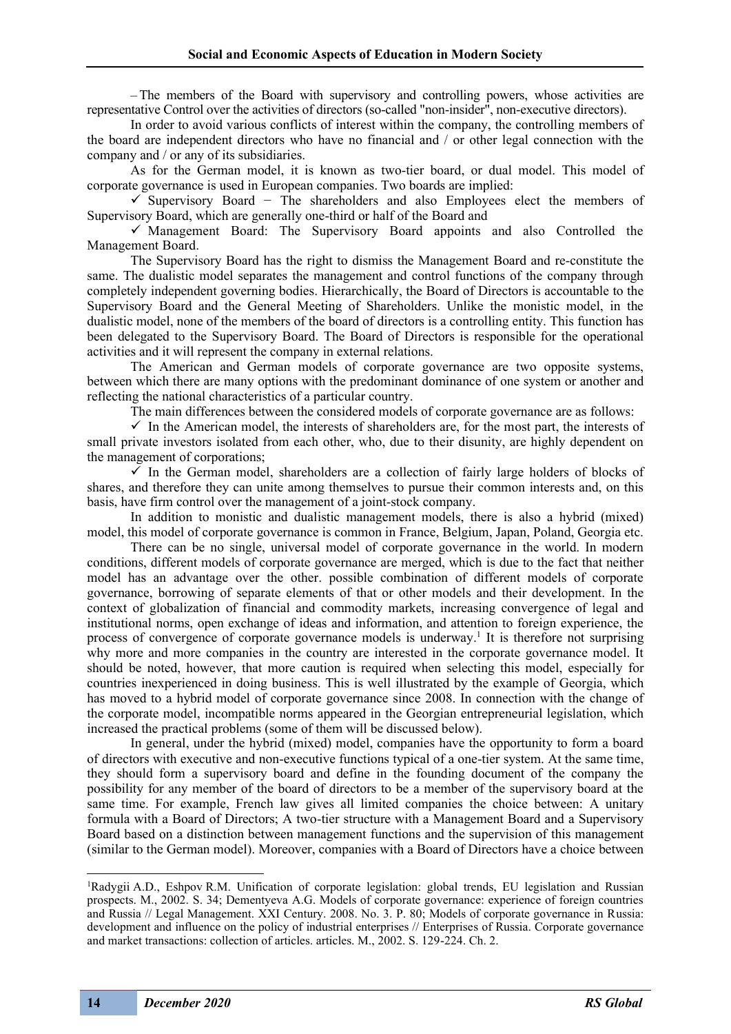– The members of the Board with supervisory and controlling powers, whose activities are representative Control over the activities of directors (so-called "non-insider", non-executive directors).

In order to avoid various conflicts of interest within the company, the controlling members of the board are independent directors who have no financial and / or other legal connection with the company and / or any of its subsidiaries.

As for the German model, it is known as two-tier board, or dual model. This model of corporate governance is used in European companies. Two boards are implied:

✓ Supervisory Board − The shareholders and also Employees elect the members of Supervisory Board, which are generally one-third or half of the Board and

✓ Management Board: The Supervisory Board appoints and also Controlled the Management Board.

The Supervisory Board has the right to dismiss the Management Board and re-constitute the same. The dualistic model separates the management and control functions of the company through completely independent governing bodies. Hierarchically, the Board of Directors is accountable to the Supervisory Board and the General Meeting of Shareholders. Unlike the monistic model, in the dualistic model, none of the members of the board of directors is a controlling entity. This function has been delegated to the Supervisory Board. The Board of Directors is responsible for the operational activities and it will represent the company in external relations.

The American and German models of corporate governance are two opposite systems, between which there are many options with the predominant dominance of one system or another and reflecting the national characteristics of a particular country.

The main differences between the considered models of corporate governance are as follows:

✓ In the American model, the interests of shareholders are, for the most part, the interests of small private investors isolated from each other, who, due to their disunity, are highly dependent on the management of corporations;

✓ In the German model, shareholders are a collection of fairly large holders of blocks of shares, and therefore they can unite among themselves to pursue their common interests and, on this basis, have firm control over the management of a joint-stock company.

In addition to monistic and dualistic management models, there is also a hybrid (mixed) model, this model of corporate governance is common in France, Belgium, Japan, Poland, Georgia etc.

There can be no single, universal model of corporate governance in the world. In modern conditions, different models of corporate governance are merged, which is due to the fact that neither model has an advantage over the other. possible combination of different models of corporate governance, borrowing of separate elements of that or other models and their development. In the context of globalization of financial and commodity markets, increasing convergence of legal and institutional norms, open exchange of ideas and information, and attention to foreign experience, the process of convergence of corporate governance models is underway.[1] It is therefore not surprising why more and more companies in the country are interested in the corporate governance model. It should be noted, however, that more caution is required when selecting this model, especially for countries inexperienced in doing business. This is well illustrated by the example of Georgia, which has moved to a hybrid model of corporate governance since 2008. In connection with the change of the corporate model, incompatible norms appeared in the Georgian entrepreneurial legislation, which increased the practical problems (some of them will be discussed below).

In general, under the hybrid (mixed) model, companies have the opportunity to form a board of directors with executive and non-executive functions typical of a one-tier system. At the same time, they should form a supervisory board and define in the founding document of the company the possibility for any member of the board of directors to be a member of the supervisory board at the same time. For example, French law gives all limited companies the choice between: A unitary formula with a Board of Directors; A two-tier structure with a Management Board and a Supervisory Board based on a distinction between management functions and the supervision of this management (similar to the German model). Moreover, companies with a Board of Directors have a choice between

---

[1] Radygii A.D., Eshpov R.M. Unification of corporate legislation: global trends, EU legislation and Russian prospects. M., 2002. S. 34; Dementyeva A.G. Models of corporate governance: experience of foreign countries and Russia // Legal Management. XXI Century. 2008. No. 3. P. 80; Models of corporate governance in Russia: development and influence on the policy of industrial enterprises // Enterprises of Russia. Corporate governance and market transactions: collection of articles. articles. M., 2002. S. 129-224. Ch. 2.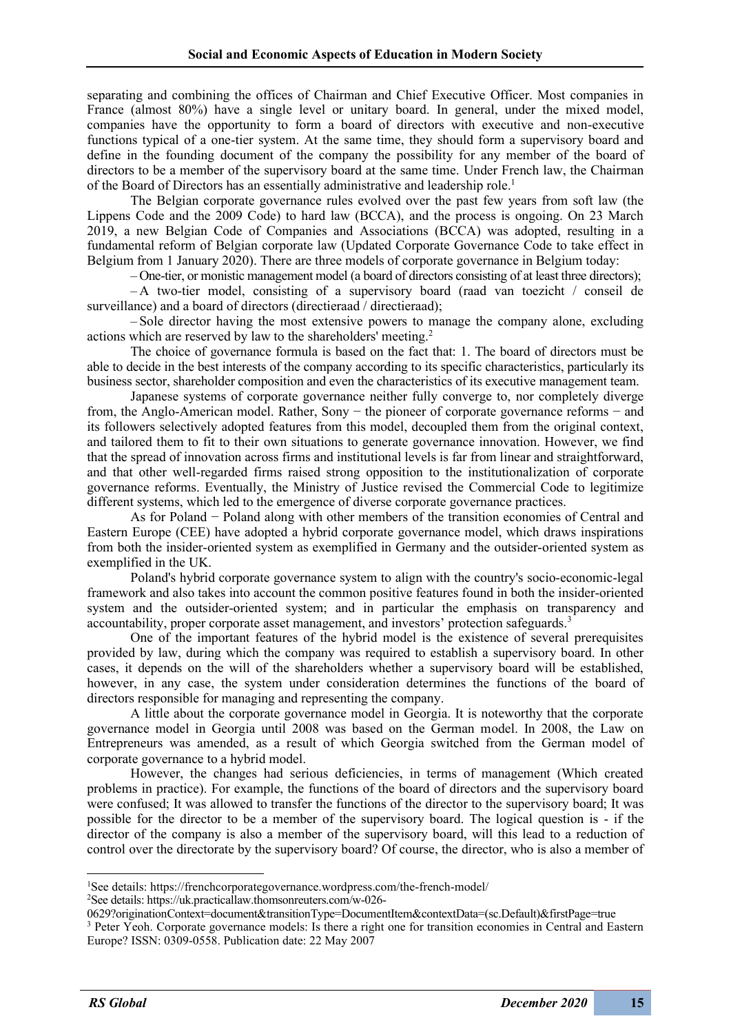separating and combining the offices of Chairman and Chief Executive Officer. Most companies in France (almost 80%) have a single level or unitary board. In general, under the mixed model, companies have the opportunity to form a board of directors with executive and non-executive functions typical of a one-tier system. At the same time, they should form a supervisory board and define in the founding document of the company the possibility for any member of the board of directors to be a member of the supervisory board at the same time. Under French law, the Chairman of the Board of Directors has an essentially administrative and leadership role.[1]

The Belgian corporate governance rules evolved over the past few years from soft law (the Lippens Code and the 2009 Code) to hard law (BCCA), and the process is ongoing. On 23 March 2019, a new Belgian Code of Companies and Associations (BCCA) was adopted, resulting in a fundamental reform of Belgian corporate law (Updated Corporate Governance Code to take effect in Belgium from 1 January 2020). There are three models of corporate governance in Belgium today:

– One-tier, or monistic management model (a board of directors consisting of at least three directors);

– A two-tier model, consisting of a supervisory board (raad van toezicht / conseil de surveillance) and a board of directors (directieraad / directieraad);

– Sole director having the most extensive powers to manage the company alone, excluding actions which are reserved by law to the shareholders' meeting.[2]

The choice of governance formula is based on the fact that: 1. The board of directors must be able to decide in the best interests of the company according to its specific characteristics, particularly its business sector, shareholder composition and even the characteristics of its executive management team.

Japanese systems of corporate governance neither fully converge to, nor completely diverge from, the Anglo-American model. Rather, Sony − the pioneer of corporate governance reforms − and its followers selectively adopted features from this model, decoupled them from the original context, and tailored them to fit to their own situations to generate governance innovation. However, we find that the spread of innovation across firms and institutional levels is far from linear and straightforward, and that other well-regarded firms raised strong opposition to the institutionalization of corporate governance reforms. Eventually, the Ministry of Justice revised the Commercial Code to legitimize different systems, which led to the emergence of diverse corporate governance practices.

As for Poland − Poland along with other members of the transition economies of Central and Eastern Europe (CEE) have adopted a hybrid corporate governance model, which draws inspirations from both the insider-oriented system as exemplified in Germany and the outsider-oriented system as exemplified in the UK.

Poland's hybrid corporate governance system to align with the country's socio-economic-legal framework and also takes into account the common positive features found in both the insider-oriented system and the outsider-oriented system; and in particular the emphasis on transparency and accountability, proper corporate asset management, and investors' protection safeguards.[3]

One of the important features of the hybrid model is the existence of several prerequisites provided by law, during which the company was required to establish a supervisory board. In other cases, it depends on the will of the shareholders whether a supervisory board will be established, however, in any case, the system under consideration determines the functions of the board of directors responsible for managing and representing the company.

A little about the corporate governance model in Georgia. It is noteworthy that the corporate governance model in Georgia until 2008 was based on the German model. In 2008, the Law on Entrepreneurs was amended, as a result of which Georgia switched from the German model of corporate governance to a hybrid model.

However, the changes had serious deficiencies, in terms of management (Which created problems in practice). For example, the functions of the board of directors and the supervisory board were confused; It was allowed to transfer the functions of the director to the supervisory board; It was possible for the director to be a member of the supervisory board. The logical question is - if the director of the company is also a member of the supervisory board, will this lead to a reduction of control over the directorate by the supervisory board? Of course, the director, who is also a member of

---

[1]See details: https://frenchcorporategovernance.wordpress.com/the-french-model/

[2]See details: https://uk.practicallaw.thomsonreuters.com/w-026-0629?originationContext=document&transitionType=DocumentItem&contextData=(sc.Default)&firstPage=true

[3] Peter Yeoh. Corporate governance models: Is there a right one for transition economies in Central and Eastern Europe? ISSN: 0309-0558. Publication date: 22 May 2007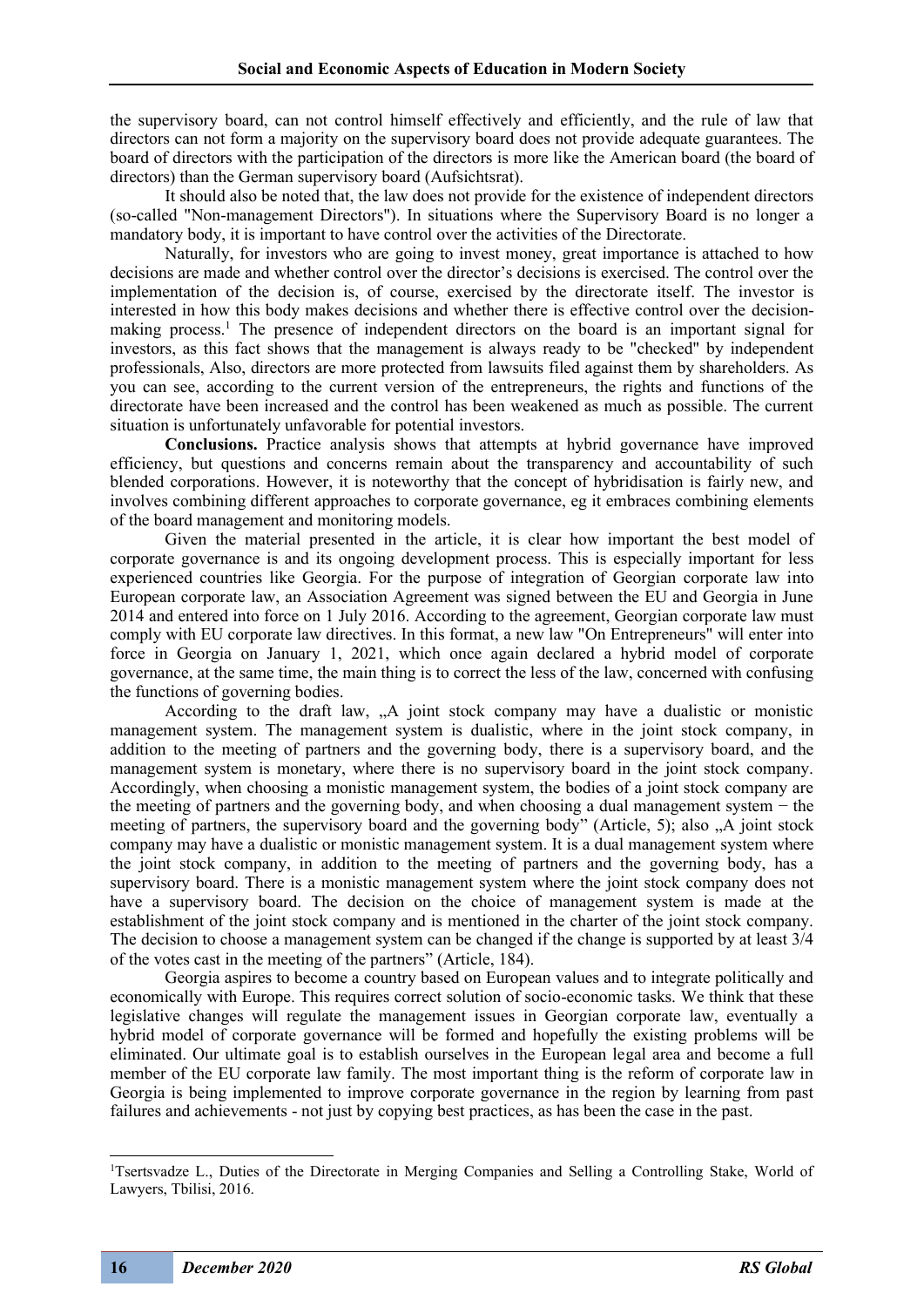the supervisory board, can not control himself effectively and efficiently, and the rule of law that directors can not form a majority on the supervisory board does not provide adequate guarantees. The board of directors with the participation of the directors is more like the American board (the board of directors) than the German supervisory board (Aufsichtsrat).

It should also be noted that, the law does not provide for the existence of independent directors (so-called "Non-management Directors"). In situations where the Supervisory Board is no longer a mandatory body, it is important to have control over the activities of the Directorate.

Naturally, for investors who are going to invest money, great importance is attached to how decisions are made and whether control over the director's decisions is exercised. The control over the implementation of the decision is, of course, exercised by the directorate itself. The investor is interested in how this body makes decisions and whether there is effective control over the decision-making process.[1] The presence of independent directors on the board is an important signal for investors, as this fact shows that the management is always ready to be "checked" by independent professionals, Also, directors are more protected from lawsuits filed against them by shareholders. As you can see, according to the current version of the entrepreneurs, the rights and functions of the directorate have been increased and the control has been weakened as much as possible. The current situation is unfortunately unfavorable for potential investors.

**Conclusions.** Practice analysis shows that attempts at hybrid governance have improved efficiency, but questions and concerns remain about the transparency and accountability of such blended corporations. However, it is noteworthy that the concept of hybridisation is fairly new, and involves combining different approaches to corporate governance, eg it embraces combining elements of the board management and monitoring models.

Given the material presented in the article, it is clear how important the best model of corporate governance is and its ongoing development process. This is especially important for less experienced countries like Georgia. For the purpose of integration of Georgian corporate law into European corporate law, an Association Agreement was signed between the EU and Georgia in June 2014 and entered into force on 1 July 2016. According to the agreement, Georgian corporate law must comply with EU corporate law directives. In this format, a new law "On Entrepreneurs" will enter into force in Georgia on January 1, 2021, which once again declared a hybrid model of corporate governance, at the same time, the main thing is to correct the less of the law, concerned with confusing the functions of governing bodies.

According to the draft law, „A joint stock company may have a dualistic or monistic management system. The management system is dualistic, where in the joint stock company, in addition to the meeting of partners and the governing body, there is a supervisory board, and the management system is monetary, where there is no supervisory board in the joint stock company. Accordingly, when choosing a monistic management system, the bodies of a joint stock company are the meeting of partners and the governing body, and when choosing a dual management system − the meeting of partners, the supervisory board and the governing body" (Article, 5); also „A joint stock company may have a dualistic or monistic management system. It is a dual management system where the joint stock company, in addition to the meeting of partners and the governing body, has a supervisory board. There is a monistic management system where the joint stock company does not have a supervisory board. The decision on the choice of management system is made at the establishment of the joint stock company and is mentioned in the charter of the joint stock company. The decision to choose a management system can be changed if the change is supported by at least 3/4 of the votes cast in the meeting of the partners" (Article, 184).

Georgia aspires to become a country based on European values and to integrate politically and economically with Europe. This requires correct solution of socio-economic tasks. We think that these legislative changes will regulate the management issues in Georgian corporate law, eventually a hybrid model of corporate governance will be formed and hopefully the existing problems will be eliminated. Our ultimate goal is to establish ourselves in the European legal area and become a full member of the EU corporate law family. The most important thing is the reform of corporate law in Georgia is being implemented to improve corporate governance in the region by learning from past failures and achievements - not just by copying best practices, as has been the case in the past.

---

[1] Tsertsvadze L., Duties of the Directorate in Merging Companies and Selling a Controlling Stake, World of Lawyers, Tbilisi, 2016.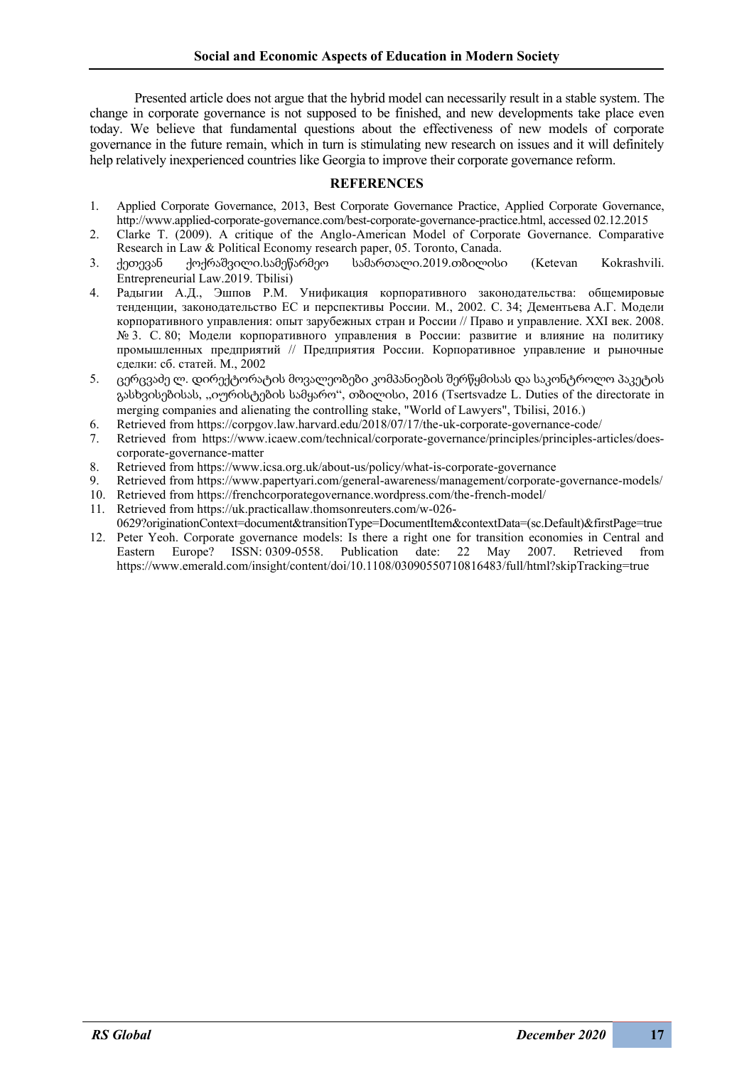Presented article does not argue that the hybrid model can necessarily result in a stable system. The change in corporate governance is not supposed to be finished, and new developments take place even today. We believe that fundamental questions about the effectiveness of new models of corporate governance in the future remain, which in turn is stimulating new research on issues and it will definitely help relatively inexperienced countries like Georgia to improve their corporate governance reform.

## REFERENCES

1. Applied Corporate Governance, 2013, Best Corporate Governance Practice, Applied Corporate Governance, http://www.applied-corporate-governance.com/best-corporate-governance-practice.html, accessed 02.12.2015
2. Clarke T. (2009). A critique of the Anglo-American Model of Corporate Governance. Comparative Research in Law & Political Economy research paper, 05. Toronto, Canada.
3. ქეთევან ქოქრაშვილი.სამეწარმეო სამართალი.2019.თბილისი (Ketevan Kokrashvili. Entrepreneurial Law.2019. Tbilisi)
4. Радыгии А.Д., Эшпов Р.М. Унификация корпоративного законодательства: общемировые тенденции, законодательство ЕС и перспективы России. М., 2002. С. 34; Дементьева А.Г. Модели корпоративного управления: опыт зарубежных стран и России // Право и управление. XXI век. 2008. № 3. С. 80; Модели корпоративного управления в России: развитие и влияние на политику промышленных предприятий // Предприятия России. Корпоративное управление и рыночные сделки: сб. статей. М., 2002
5. ცერცვაძე ლ. დირექტორატის მოვალეობები კომპანიების შერწყმისას და საკონტროლო პაკეტის გასხვისებისას, „იურისტების სამყარო", თბილისი, 2016 (Tsertsvadze L. Duties of the directorate in merging companies and alienating the controlling stake, "World of Lawyers", Tbilisi, 2016.)
6. Retrieved from https://corpgov.law.harvard.edu/2018/07/17/the-uk-corporate-governance-code/
7. Retrieved from https://www.icaew.com/technical/corporate-governance/principles/principles-articles/does-corporate-governance-matter
8. Retrieved from https://www.icsa.org.uk/about-us/policy/what-is-corporate-governance
9. Retrieved from https://www.papertyari.com/general-awareness/management/corporate-governance-models/
10. Retrieved from https://frenchcorporategovernance.wordpress.com/the-french-model/
11. Retrieved from https://uk.practicallaw.thomsonreuters.com/w-026-0629?originationContext=document&transitionType=DocumentItem&contextData=(sc.Default)&firstPage=true
12. Peter Yeoh. Corporate governance models: Is there a right one for transition economies in Central and Eastern Europe? ISSN: 0309-0558. Publication date: 22 May 2007. Retrieved from https://www.emerald.com/insight/content/doi/10.1108/03090550710816483/full/html?skipTracking=true